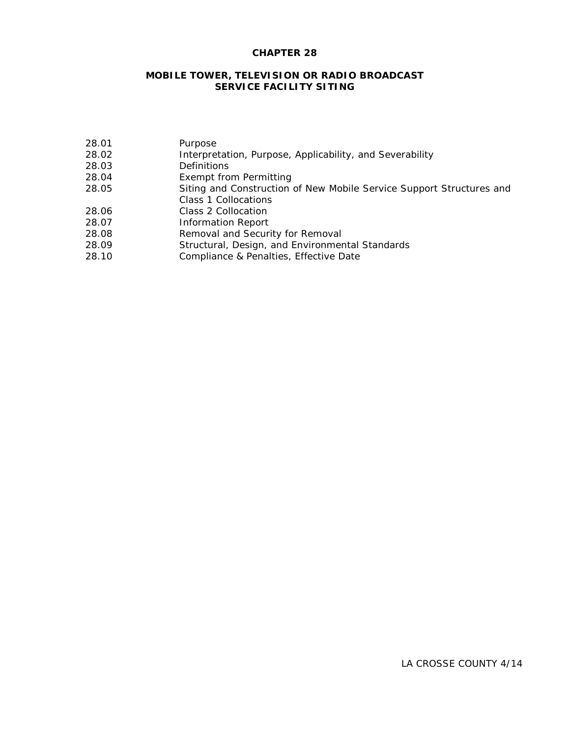# CHAPTER 28

## MOBILE TOWER, TELEVISION OR RADIO BROADCAST SERVICE FACILITY SITING

| | |
|---|---|
| 28.01 | Purpose |
| 28.02 | Interpretation, Purpose, Applicability, and Severability |
| 28.03 | Definitions |
| 28.04 | Exempt from Permitting |
| 28.05 | Siting and Construction of New Mobile Service Support Structures and Class 1 Collocations |
| 28.06 | Class 2 Collocation |
| 28.07 | Information Report |
| 28.08 | Removal and Security for Removal |
| 28.09 | Structural, Design, and Environmental Standards |
| 28.10 | Compliance & Penalties, Effective Date |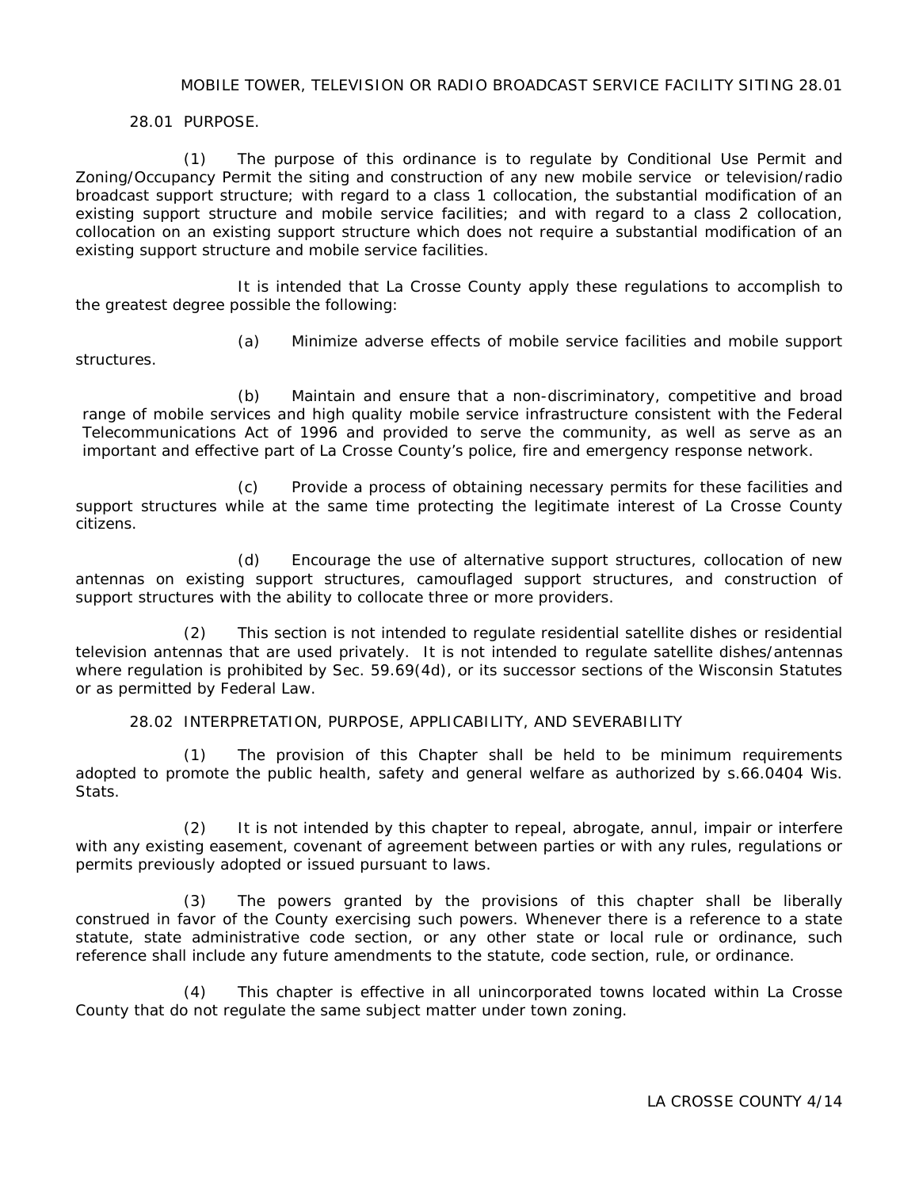## 28.01 PURPOSE.

(1) The purpose of this ordinance is to regulate by Conditional Use Permit and Zoning/Occupancy Permit the siting and construction of any new mobile service or television/radio broadcast support structure; with regard to a class 1 collocation, the substantial modification of an existing support structure and mobile service facilities; and with regard to a class 2 collocation, collocation on an existing support structure which does not require a substantial modification of an existing support structure and mobile service facilities.

It is intended that La Crosse County apply these regulations to accomplish to the greatest degree possible the following:

(a) Minimize adverse effects of mobile service facilities and mobile support structures.

(b) Maintain and ensure that a non-discriminatory, competitive and broad range of mobile services and high quality mobile service infrastructure consistent with the Federal Telecommunications Act of 1996 and provided to serve the community, as well as serve as an important and effective part of La Crosse County's police, fire and emergency response network.

(c) Provide a process of obtaining necessary permits for these facilities and support structures while at the same time protecting the legitimate interest of La Crosse County citizens.

(d) Encourage the use of alternative support structures, collocation of new antennas on existing support structures, camouflaged support structures, and construction of support structures with the ability to collocate three or more providers.

(2) This section is not intended to regulate residential satellite dishes or residential television antennas that are used privately. It is not intended to regulate satellite dishes/antennas where regulation is prohibited by Sec. 59.69(4d), or its successor sections of the Wisconsin Statutes or as permitted by Federal Law.

## 28.02 INTERPRETATION, PURPOSE, APPLICABILITY, AND SEVERABILITY

(1) The provision of this Chapter shall be held to be minimum requirements adopted to promote the public health, safety and general welfare as authorized by s.66.0404 Wis. Stats.

(2) It is not intended by this chapter to repeal, abrogate, annul, impair or interfere with any existing easement, covenant of agreement between parties or with any rules, regulations or permits previously adopted or issued pursuant to laws.

(3) The powers granted by the provisions of this chapter shall be liberally construed in favor of the County exercising such powers. Whenever there is a reference to a state statute, state administrative code section, or any other state or local rule or ordinance, such reference shall include any future amendments to the statute, code section, rule, or ordinance.

(4) This chapter is effective in all unincorporated towns located within La Crosse County that do not regulate the same subject matter under town zoning.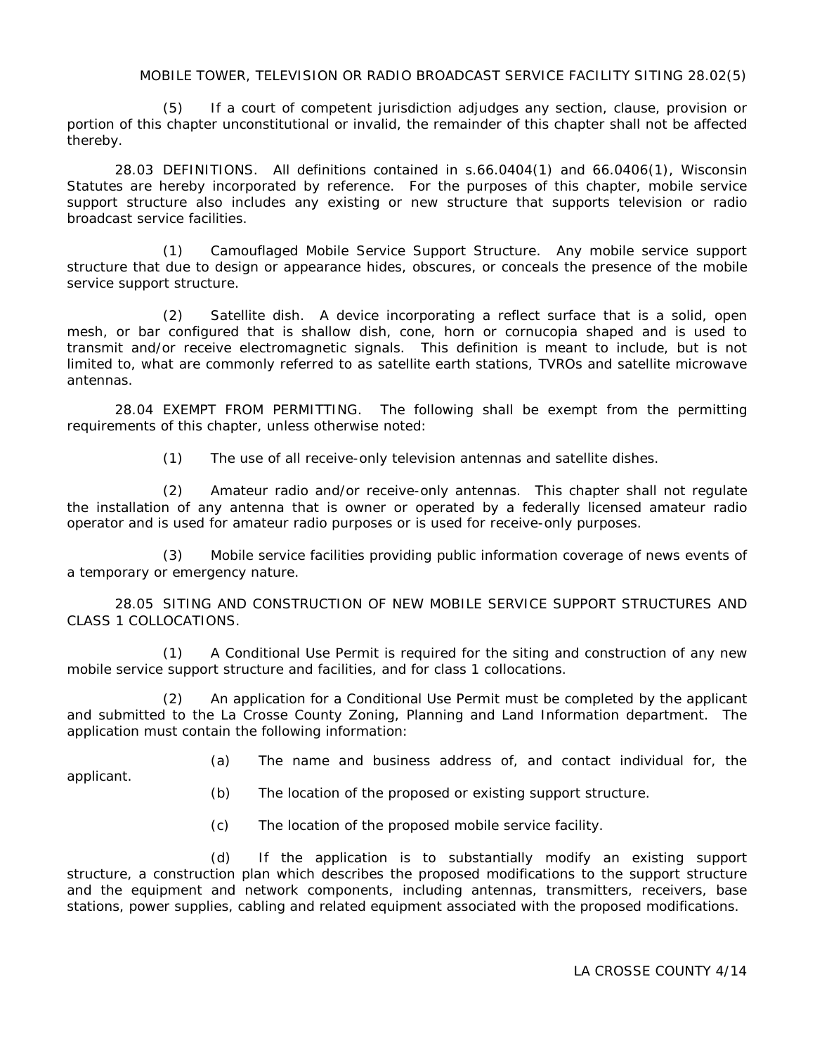(5) If a court of competent jurisdiction adjudges any section, clause, provision or portion of this chapter unconstitutional or invalid, the remainder of this chapter shall not be affected thereby.

28.03 DEFINITIONS. All definitions contained in s.66.0404(1) and 66.0406(1), Wisconsin Statutes are hereby incorporated by reference. For the purposes of this chapter, mobile service support structure also includes any existing or new structure that supports television or radio broadcast service facilities.

(1) Camouflaged Mobile Service Support Structure. Any mobile service support structure that due to design or appearance hides, obscures, or conceals the presence of the mobile service support structure.

(2) Satellite dish. A device incorporating a reflect surface that is a solid, open mesh, or bar configured that is shallow dish, cone, horn or cornucopia shaped and is used to transmit and/or receive electromagnetic signals. This definition is meant to include, but is not limited to, what are commonly referred to as satellite earth stations, TVROs and satellite microwave antennas.

28.04 EXEMPT FROM PERMITTING. The following shall be exempt from the permitting requirements of this chapter, unless otherwise noted:

(1) The use of all receive-only television antennas and satellite dishes.

(2) Amateur radio and/or receive-only antennas. This chapter shall not regulate the installation of any antenna that is owner or operated by a federally licensed amateur radio operator and is used for amateur radio purposes or is used for receive-only purposes.

(3) Mobile service facilities providing public information coverage of news events of a temporary or emergency nature.

28.05 SITING AND CONSTRUCTION OF NEW MOBILE SERVICE SUPPORT STRUCTURES AND CLASS 1 COLLOCATIONS.

(1) A Conditional Use Permit is required for the siting and construction of any new mobile service support structure and facilities, and for class 1 collocations.

(2) An application for a Conditional Use Permit must be completed by the applicant and submitted to the La Crosse County Zoning, Planning and Land Information department. The application must contain the following information:

(a) The name and business address of, and contact individual for, the applicant.

(b) The location of the proposed or existing support structure.

(c) The location of the proposed mobile service facility.

(d) If the application is to substantially modify an existing support structure, a construction plan which describes the proposed modifications to the support structure and the equipment and network components, including antennas, transmitters, receivers, base stations, power supplies, cabling and related equipment associated with the proposed modifications.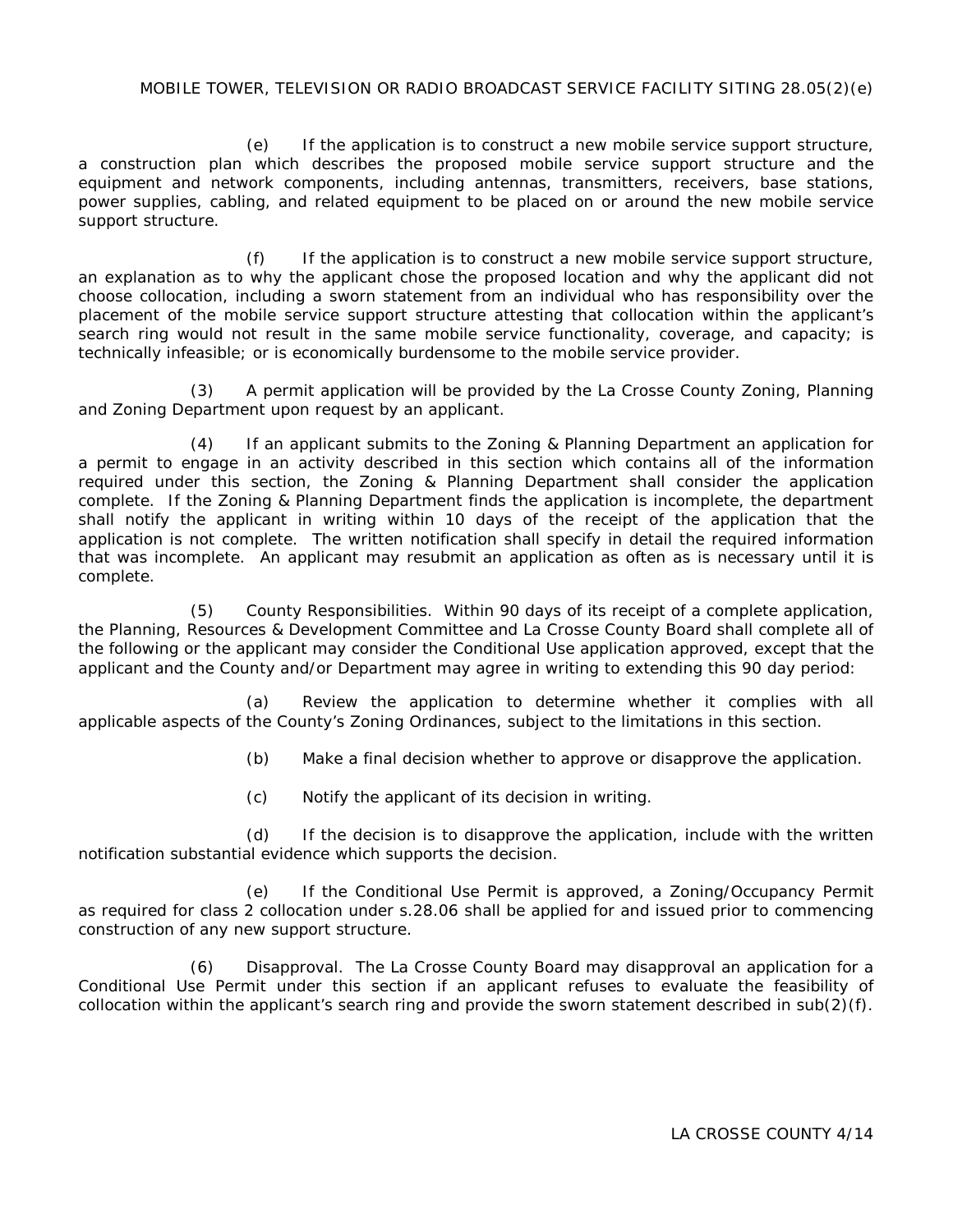(e) If the application is to construct a new mobile service support structure, a construction plan which describes the proposed mobile service support structure and the equipment and network components, including antennas, transmitters, receivers, base stations, power supplies, cabling, and related equipment to be placed on or around the new mobile service support structure.

(f) If the application is to construct a new mobile service support structure, an explanation as to why the applicant chose the proposed location and why the applicant did not choose collocation, including a sworn statement from an individual who has responsibility over the placement of the mobile service support structure attesting that collocation within the applicant's search ring would not result in the same mobile service functionality, coverage, and capacity; is technically infeasible; or is economically burdensome to the mobile service provider.

(3) A permit application will be provided by the La Crosse County Zoning, Planning and Zoning Department upon request by an applicant.

(4) If an applicant submits to the Zoning & Planning Department an application for a permit to engage in an activity described in this section which contains all of the information required under this section, the Zoning & Planning Department shall consider the application complete. If the Zoning & Planning Department finds the application is incomplete, the department shall notify the applicant in writing within 10 days of the receipt of the application that the application is not complete. The written notification shall specify in detail the required information that was incomplete. An applicant may resubmit an application as often as is necessary until it is complete.

(5) County Responsibilities. Within 90 days of its receipt of a complete application, the Planning, Resources & Development Committee and La Crosse County Board shall complete all of the following or the applicant may consider the Conditional Use application approved, except that the applicant and the County and/or Department may agree in writing to extending this 90 day period:

(a) Review the application to determine whether it complies with all applicable aspects of the County's Zoning Ordinances, subject to the limitations in this section.

(b) Make a final decision whether to approve or disapprove the application.

(c) Notify the applicant of its decision in writing.

(d) If the decision is to disapprove the application, include with the written notification substantial evidence which supports the decision.

(e) If the Conditional Use Permit is approved, a Zoning/Occupancy Permit as required for class 2 collocation under s.28.06 shall be applied for and issued prior to commencing construction of any new support structure.

(6) Disapproval. The La Crosse County Board may disapproval an application for a Conditional Use Permit under this section if an applicant refuses to evaluate the feasibility of collocation within the applicant's search ring and provide the sworn statement described in sub(2)(f).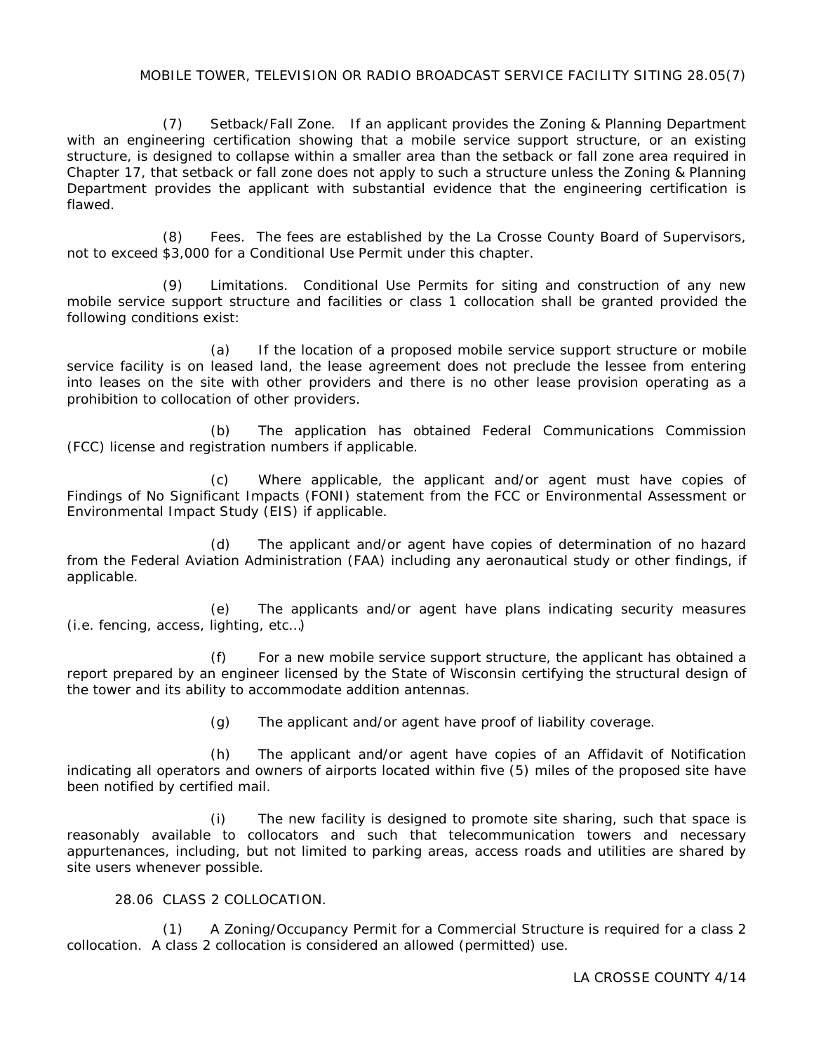(7) Setback/Fall Zone. If an applicant provides the Zoning & Planning Department with an engineering certification showing that a mobile service support structure, or an existing structure, is designed to collapse within a smaller area than the setback or fall zone area required in Chapter 17, that setback or fall zone does not apply to such a structure unless the Zoning & Planning Department provides the applicant with substantial evidence that the engineering certification is flawed.

(8) Fees. The fees are established by the La Crosse County Board of Supervisors, not to exceed $3,000 for a Conditional Use Permit under this chapter.

(9) Limitations. Conditional Use Permits for siting and construction of any new mobile service support structure and facilities or class 1 collocation shall be granted provided the following conditions exist:

(a) If the location of a proposed mobile service support structure or mobile service facility is on leased land, the lease agreement does not preclude the lessee from entering into leases on the site with other providers and there is no other lease provision operating as a prohibition to collocation of other providers.

(b) The application has obtained Federal Communications Commission (FCC) license and registration numbers if applicable.

(c) Where applicable, the applicant and/or agent must have copies of Findings of No Significant Impacts (FONI) statement from the FCC or Environmental Assessment or Environmental Impact Study (EIS) if applicable.

(d) The applicant and/or agent have copies of determination of no hazard from the Federal Aviation Administration (FAA) including any aeronautical study or other findings, if applicable.

(e) The applicants and/or agent have plans indicating security measures (i.e. fencing, access, lighting, etc…)

(f) For a new mobile service support structure, the applicant has obtained a report prepared by an engineer licensed by the State of Wisconsin certifying the structural design of the tower and its ability to accommodate addition antennas.

(g) The applicant and/or agent have proof of liability coverage.

(h) The applicant and/or agent have copies of an Affidavit of Notification indicating all operators and owners of airports located within five (5) miles of the proposed site have been notified by certified mail.

(i) The new facility is designed to promote site sharing, such that space is reasonably available to collocators and such that telecommunication towers and necessary appurtenances, including, but not limited to parking areas, access roads and utilities are shared by site users whenever possible.

## 28.06 CLASS 2 COLLOCATION.

(1) A Zoning/Occupancy Permit for a Commercial Structure is required for a class 2 collocation. A class 2 collocation is considered an allowed (permitted) use.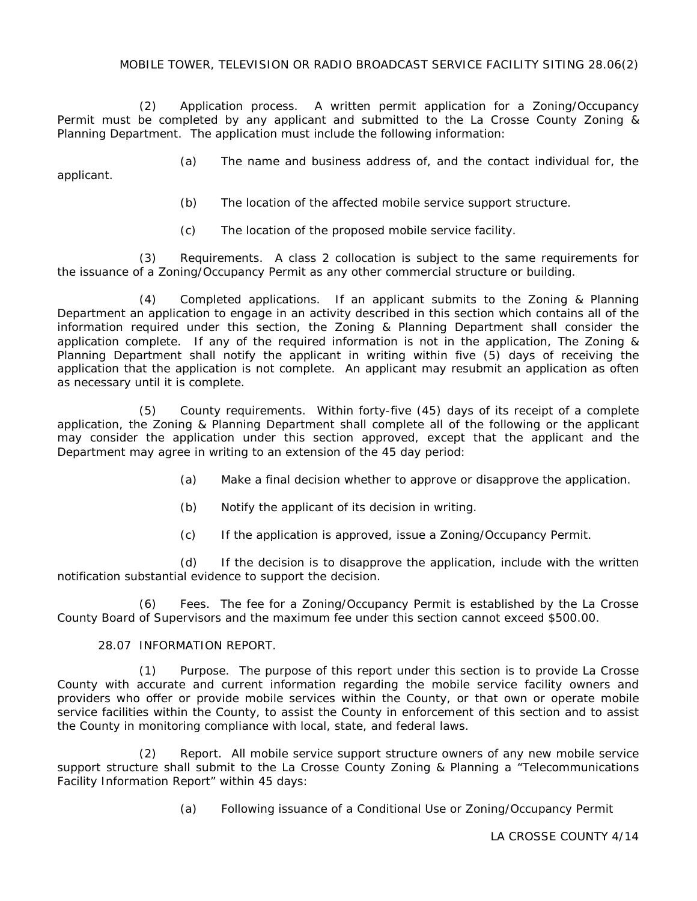(2) Application process. A written permit application for a Zoning/Occupancy Permit must be completed by any applicant and submitted to the La Crosse County Zoning & Planning Department. The application must include the following information:

(a) The name and business address of, and the contact individual for, the applicant.

(b) The location of the affected mobile service support structure.

(c) The location of the proposed mobile service facility.

(3) Requirements. A class 2 collocation is subject to the same requirements for the issuance of a Zoning/Occupancy Permit as any other commercial structure or building.

(4) Completed applications. If an applicant submits to the Zoning & Planning Department an application to engage in an activity described in this section which contains all of the information required under this section, the Zoning & Planning Department shall consider the application complete. If any of the required information is not in the application, The Zoning & Planning Department shall notify the applicant in writing within five (5) days of receiving the application that the application is not complete. An applicant may resubmit an application as often as necessary until it is complete.

(5) County requirements. Within forty-five (45) days of its receipt of a complete application, the Zoning & Planning Department shall complete all of the following or the applicant may consider the application under this section approved, except that the applicant and the Department may agree in writing to an extension of the 45 day period:

(a) Make a final decision whether to approve or disapprove the application.

(b) Notify the applicant of its decision in writing.

(c) If the application is approved, issue a Zoning/Occupancy Permit.

(d) If the decision is to disapprove the application, include with the written notification substantial evidence to support the decision.

(6) Fees. The fee for a Zoning/Occupancy Permit is established by the La Crosse County Board of Supervisors and the maximum fee under this section cannot exceed $500.00.

## 28.07 INFORMATION REPORT.

(1) Purpose. The purpose of this report under this section is to provide La Crosse County with accurate and current information regarding the mobile service facility owners and providers who offer or provide mobile services within the County, or that own or operate mobile service facilities within the County, to assist the County in enforcement of this section and to assist the County in monitoring compliance with local, state, and federal laws.

(2) Report. All mobile service support structure owners of any new mobile service support structure shall submit to the La Crosse County Zoning & Planning a "Telecommunications Facility Information Report" within 45 days:

(a) Following issuance of a Conditional Use or Zoning/Occupancy Permit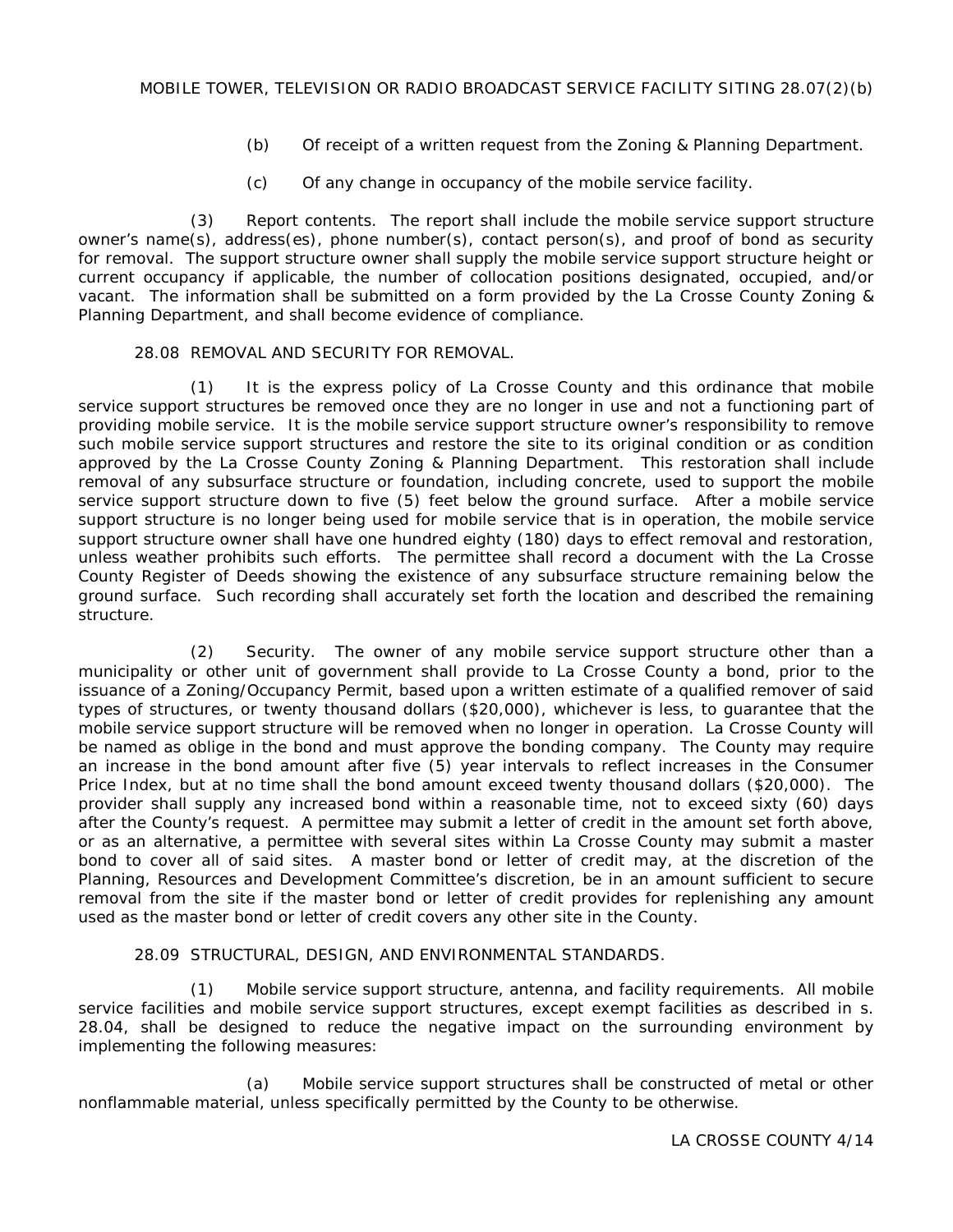(b) Of receipt of a written request from the Zoning & Planning Department.

(c) Of any change in occupancy of the mobile service facility.

(3) Report contents. The report shall include the mobile service support structure owner's name(s), address(es), phone number(s), contact person(s), and proof of bond as security for removal. The support structure owner shall supply the mobile service support structure height or current occupancy if applicable, the number of collocation positions designated, occupied, and/or vacant. The information shall be submitted on a form provided by the La Crosse County Zoning & Planning Department, and shall become evidence of compliance.

28.08 REMOVAL AND SECURITY FOR REMOVAL.

(1) It is the express policy of La Crosse County and this ordinance that mobile service support structures be removed once they are no longer in use and not a functioning part of providing mobile service. It is the mobile service support structure owner's responsibility to remove such mobile service support structures and restore the site to its original condition or as condition approved by the La Crosse County Zoning & Planning Department. This restoration shall include removal of any subsurface structure or foundation, including concrete, used to support the mobile service support structure down to five (5) feet below the ground surface. After a mobile service support structure is no longer being used for mobile service that is in operation, the mobile service support structure owner shall have one hundred eighty (180) days to effect removal and restoration, unless weather prohibits such efforts. The permittee shall record a document with the La Crosse County Register of Deeds showing the existence of any subsurface structure remaining below the ground surface. Such recording shall accurately set forth the location and described the remaining structure.

(2) Security. The owner of any mobile service support structure other than a municipality or other unit of government shall provide to La Crosse County a bond, prior to the issuance of a Zoning/Occupancy Permit, based upon a written estimate of a qualified remover of said types of structures, or twenty thousand dollars ($20,000), whichever is less, to guarantee that the mobile service support structure will be removed when no longer in operation. La Crosse County will be named as oblige in the bond and must approve the bonding company. The County may require an increase in the bond amount after five (5) year intervals to reflect increases in the Consumer Price Index, but at no time shall the bond amount exceed twenty thousand dollars ($20,000). The provider shall supply any increased bond within a reasonable time, not to exceed sixty (60) days after the County's request. A permittee may submit a letter of credit in the amount set forth above, or as an alternative, a permittee with several sites within La Crosse County may submit a master bond to cover all of said sites. A master bond or letter of credit may, at the discretion of the Planning, Resources and Development Committee's discretion, be in an amount sufficient to secure removal from the site if the master bond or letter of credit provides for replenishing any amount used as the master bond or letter of credit covers any other site in the County.

28.09 STRUCTURAL, DESIGN, AND ENVIRONMENTAL STANDARDS.

(1) Mobile service support structure, antenna, and facility requirements. All mobile service facilities and mobile service support structures, except exempt facilities as described in s. 28.04, shall be designed to reduce the negative impact on the surrounding environment by implementing the following measures:

(a) Mobile service support structures shall be constructed of metal or other nonflammable material, unless specifically permitted by the County to be otherwise.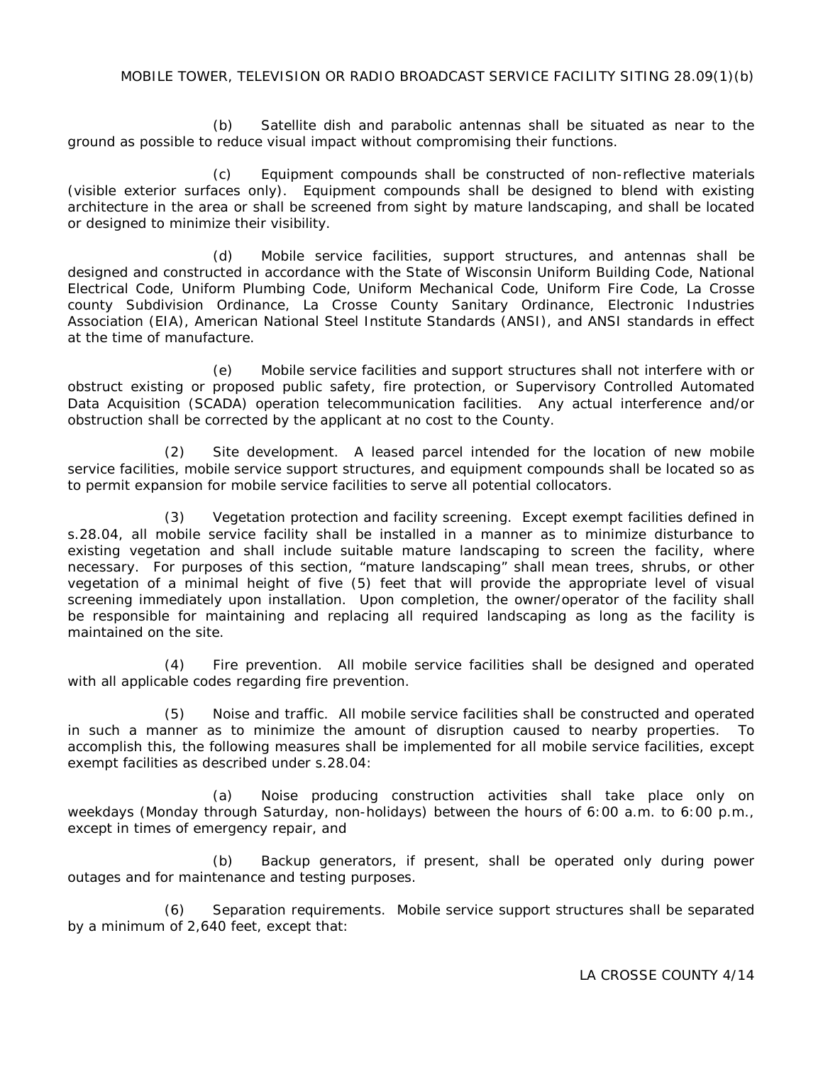(b) Satellite dish and parabolic antennas shall be situated as near to the ground as possible to reduce visual impact without compromising their functions.

(c) Equipment compounds shall be constructed of non-reflective materials (visible exterior surfaces only). Equipment compounds shall be designed to blend with existing architecture in the area or shall be screened from sight by mature landscaping, and shall be located or designed to minimize their visibility.

(d) Mobile service facilities, support structures, and antennas shall be designed and constructed in accordance with the State of Wisconsin Uniform Building Code, National Electrical Code, Uniform Plumbing Code, Uniform Mechanical Code, Uniform Fire Code, La Crosse county Subdivision Ordinance, La Crosse County Sanitary Ordinance, Electronic Industries Association (EIA), American National Steel Institute Standards (ANSI), and ANSI standards in effect at the time of manufacture.

(e) Mobile service facilities and support structures shall not interfere with or obstruct existing or proposed public safety, fire protection, or Supervisory Controlled Automated Data Acquisition (SCADA) operation telecommunication facilities. Any actual interference and/or obstruction shall be corrected by the applicant at no cost to the County.

(2) Site development. A leased parcel intended for the location of new mobile service facilities, mobile service support structures, and equipment compounds shall be located so as to permit expansion for mobile service facilities to serve all potential collocators.

(3) Vegetation protection and facility screening. Except exempt facilities defined in s.28.04, all mobile service facility shall be installed in a manner as to minimize disturbance to existing vegetation and shall include suitable mature landscaping to screen the facility, where necessary. For purposes of this section, "mature landscaping" shall mean trees, shrubs, or other vegetation of a minimal height of five (5) feet that will provide the appropriate level of visual screening immediately upon installation. Upon completion, the owner/operator of the facility shall be responsible for maintaining and replacing all required landscaping as long as the facility is maintained on the site.

(4) Fire prevention. All mobile service facilities shall be designed and operated with all applicable codes regarding fire prevention.

(5) Noise and traffic. All mobile service facilities shall be constructed and operated in such a manner as to minimize the amount of disruption caused to nearby properties. To accomplish this, the following measures shall be implemented for all mobile service facilities, except exempt facilities as described under s.28.04:

(a) Noise producing construction activities shall take place only on weekdays (Monday through Saturday, non-holidays) between the hours of 6:00 a.m. to 6:00 p.m., except in times of emergency repair, and

(b) Backup generators, if present, shall be operated only during power outages and for maintenance and testing purposes.

(6) Separation requirements. Mobile service support structures shall be separated by a minimum of 2,640 feet, except that: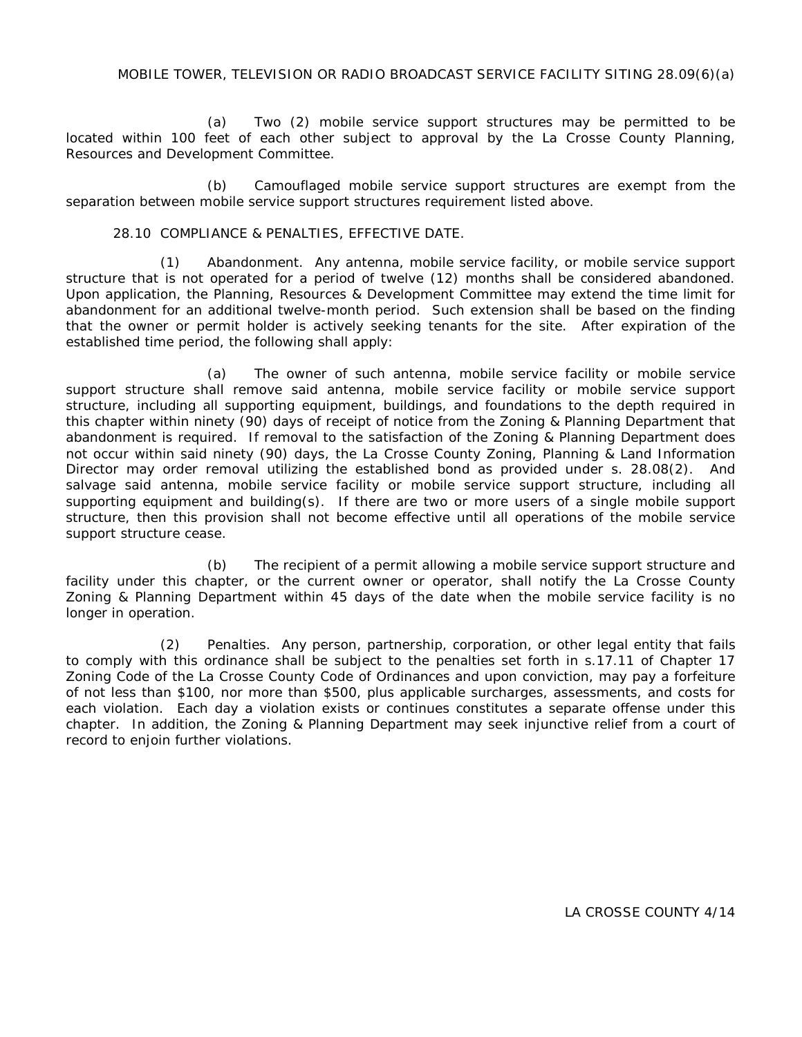(a) Two (2) mobile service support structures may be permitted to be located within 100 feet of each other subject to approval by the La Crosse County Planning, Resources and Development Committee.

(b) Camouflaged mobile service support structures are exempt from the separation between mobile service support structures requirement listed above.

## 28.10 COMPLIANCE & PENALTIES, EFFECTIVE DATE.

(1) Abandonment. Any antenna, mobile service facility, or mobile service support structure that is not operated for a period of twelve (12) months shall be considered abandoned. Upon application, the Planning, Resources & Development Committee may extend the time limit for abandonment for an additional twelve-month period. Such extension shall be based on the finding that the owner or permit holder is actively seeking tenants for the site. After expiration of the established time period, the following shall apply:

(a) The owner of such antenna, mobile service facility or mobile service support structure shall remove said antenna, mobile service facility or mobile service support structure, including all supporting equipment, buildings, and foundations to the depth required in this chapter within ninety (90) days of receipt of notice from the Zoning & Planning Department that abandonment is required. If removal to the satisfaction of the Zoning & Planning Department does not occur within said ninety (90) days, the La Crosse County Zoning, Planning & Land Information Director may order removal utilizing the established bond as provided under s. 28.08(2). And salvage said antenna, mobile service facility or mobile service support structure, including all supporting equipment and building(s). If there are two or more users of a single mobile support structure, then this provision shall not become effective until all operations of the mobile service support structure cease.

(b) The recipient of a permit allowing a mobile service support structure and facility under this chapter, or the current owner or operator, shall notify the La Crosse County Zoning & Planning Department within 45 days of the date when the mobile service facility is no longer in operation.

(2) Penalties. Any person, partnership, corporation, or other legal entity that fails to comply with this ordinance shall be subject to the penalties set forth in s.17.11 of Chapter 17 Zoning Code of the La Crosse County Code of Ordinances and upon conviction, may pay a forfeiture of not less than $100, nor more than $500, plus applicable surcharges, assessments, and costs for each violation. Each day a violation exists or continues constitutes a separate offense under this chapter. In addition, the Zoning & Planning Department may seek injunctive relief from a court of record to enjoin further violations.